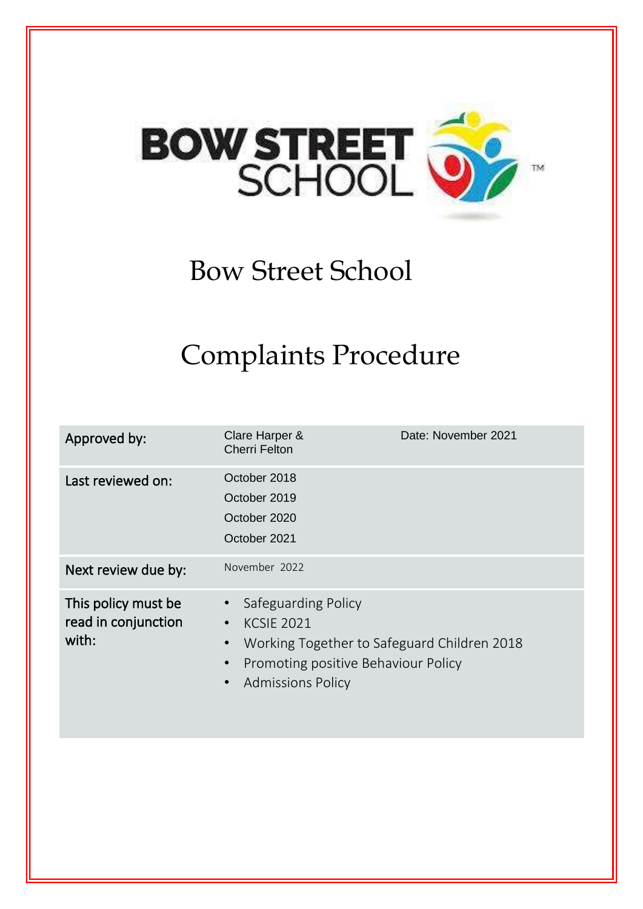# Bow Street School

# Complaints Procedure

| | | |
|---|---|---|
| Approved by: | Clare Harper & Cherri Felton | Date: November 2021 |
| Last reviewed on: | October 2018<br>October 2019<br>October 2020<br>October 2021 | |
| Next review due by: | November 2022 | |
| This policy must be read in conjunction with: | • Safeguarding Policy<br>• KCSIE 2021<br>• Working Together to Safeguard Children 2018<br>• Promoting positive Behaviour Policy<br>• Admissions Policy | |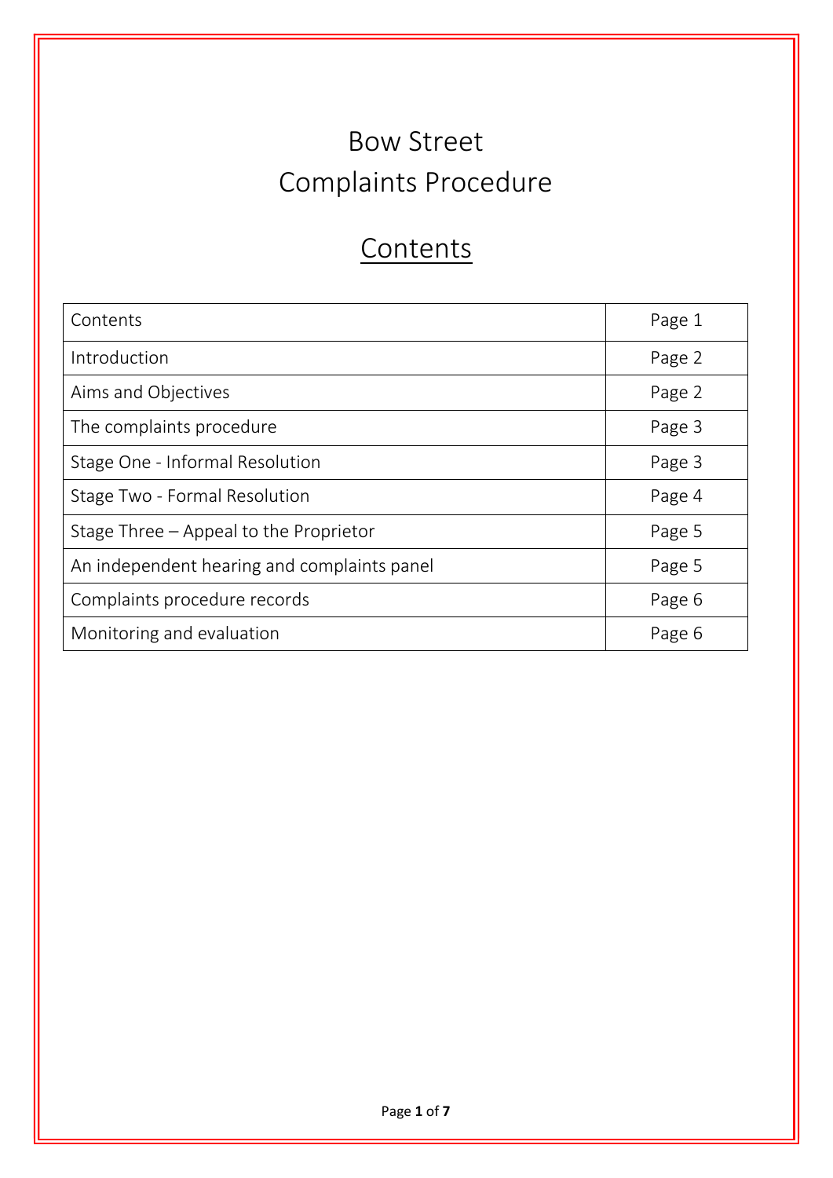# Bow Street
# Complaints Procedure

## Contents

| Contents | Page 1 |
|---|---|
| Introduction | Page 2 |
| Aims and Objectives | Page 2 |
| The complaints procedure | Page 3 |
| Stage One - Informal Resolution | Page 3 |
| Stage Two - Formal Resolution | Page 4 |
| Stage Three – Appeal to the Proprietor | Page 5 |
| An independent hearing and complaints panel | Page 5 |
| Complaints procedure records | Page 6 |
| Monitoring and evaluation | Page 6 |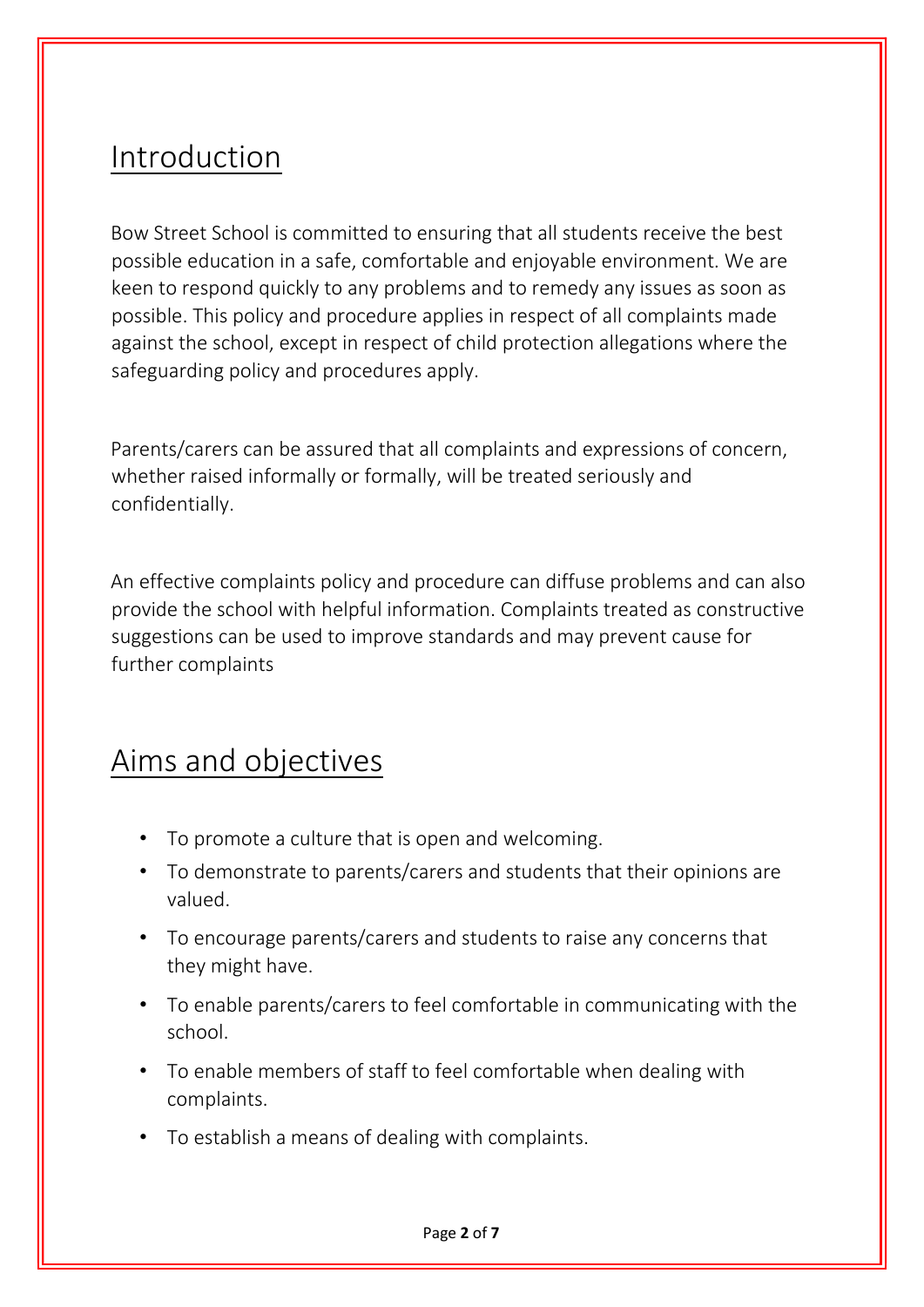## Introduction

Bow Street School is committed to ensuring that all students receive the best possible education in a safe, comfortable and enjoyable environment. We are keen to respond quickly to any problems and to remedy any issues as soon as possible. This policy and procedure applies in respect of all complaints made against the school, except in respect of child protection allegations where the safeguarding policy and procedures apply.

Parents/carers can be assured that all complaints and expressions of concern, whether raised informally or formally, will be treated seriously and confidentially.

An effective complaints policy and procedure can diffuse problems and can also provide the school with helpful information. Complaints treated as constructive suggestions can be used to improve standards and may prevent cause for further complaints

## Aims and objectives

- To promote a culture that is open and welcoming.
- To demonstrate to parents/carers and students that their opinions are valued.
- To encourage parents/carers and students to raise any concerns that they might have.
- To enable parents/carers to feel comfortable in communicating with the school.
- To enable members of staff to feel comfortable when dealing with complaints.
- To establish a means of dealing with complaints.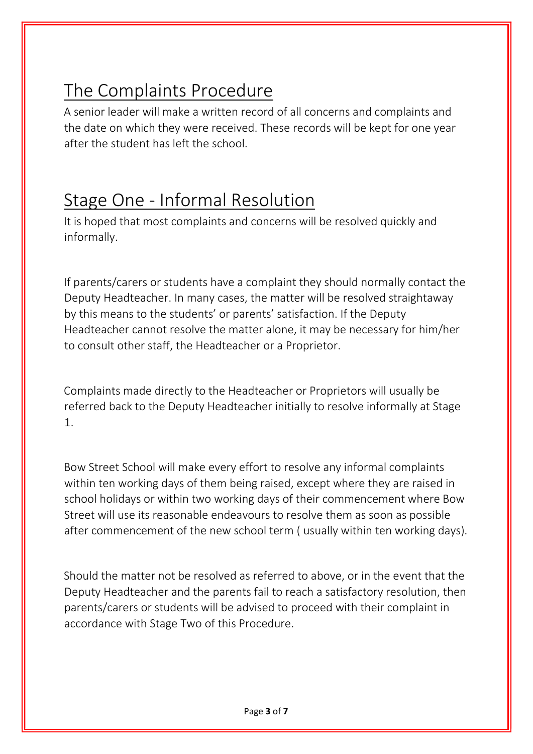## The Complaints Procedure

A senior leader will make a written record of all concerns and complaints and the date on which they were received. These records will be kept for one year after the student has left the school.

## Stage One - Informal Resolution

It is hoped that most complaints and concerns will be resolved quickly and informally.

If parents/carers or students have a complaint they should normally contact the Deputy Headteacher. In many cases, the matter will be resolved straightaway by this means to the students' or parents' satisfaction. If the Deputy Headteacher cannot resolve the matter alone, it may be necessary for him/her to consult other staff, the Headteacher or a Proprietor.

Complaints made directly to the Headteacher or Proprietors will usually be referred back to the Deputy Headteacher initially to resolve informally at Stage 1.

Bow Street School will make every effort to resolve any informal complaints within ten working days of them being raised, except where they are raised in school holidays or within two working days of their commencement where Bow Street will use its reasonable endeavours to resolve them as soon as possible after commencement of the new school term ( usually within ten working days).

Should the matter not be resolved as referred to above, or in the event that the Deputy Headteacher and the parents fail to reach a satisfactory resolution, then parents/carers or students will be advised to proceed with their complaint in accordance with Stage Two of this Procedure.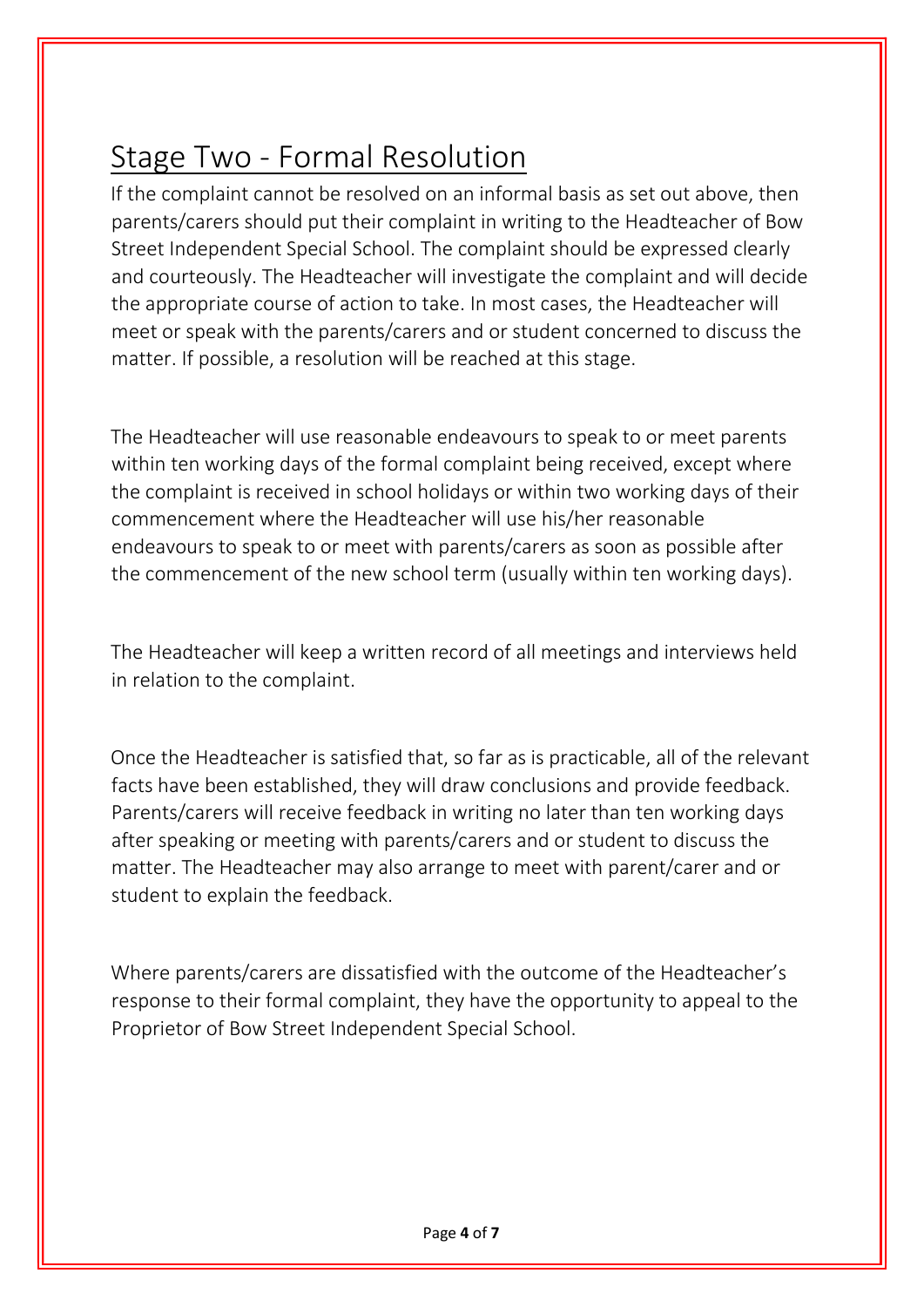## Stage Two - Formal Resolution

If the complaint cannot be resolved on an informal basis as set out above, then parents/carers should put their complaint in writing to the Headteacher of Bow Street Independent Special School. The complaint should be expressed clearly and courteously. The Headteacher will investigate the complaint and will decide the appropriate course of action to take. In most cases, the Headteacher will meet or speak with the parents/carers and or student concerned to discuss the matter. If possible, a resolution will be reached at this stage.

The Headteacher will use reasonable endeavours to speak to or meet parents within ten working days of the formal complaint being received, except where the complaint is received in school holidays or within two working days of their commencement where the Headteacher will use his/her reasonable endeavours to speak to or meet with parents/carers as soon as possible after the commencement of the new school term (usually within ten working days).

The Headteacher will keep a written record of all meetings and interviews held in relation to the complaint.

Once the Headteacher is satisfied that, so far as is practicable, all of the relevant facts have been established, they will draw conclusions and provide feedback. Parents/carers will receive feedback in writing no later than ten working days after speaking or meeting with parents/carers and or student to discuss the matter. The Headteacher may also arrange to meet with parent/carer and or student to explain the feedback.

Where parents/carers are dissatisfied with the outcome of the Headteacher's response to their formal complaint, they have the opportunity to appeal to the Proprietor of Bow Street Independent Special School.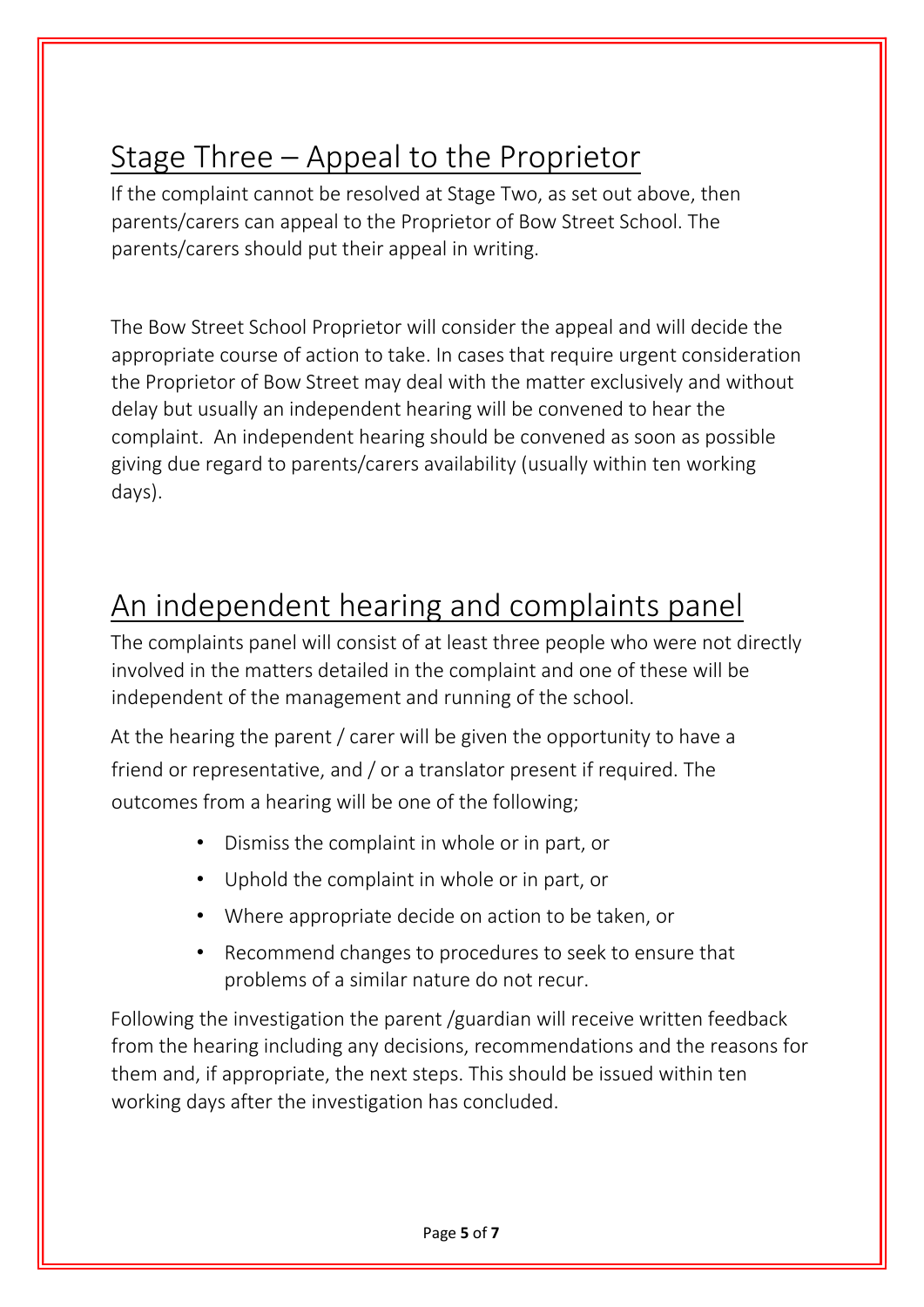## Stage Three – Appeal to the Proprietor

If the complaint cannot be resolved at Stage Two, as set out above, then parents/carers can appeal to the Proprietor of Bow Street School. The parents/carers should put their appeal in writing.

The Bow Street School Proprietor will consider the appeal and will decide the appropriate course of action to take. In cases that require urgent consideration the Proprietor of Bow Street may deal with the matter exclusively and without delay but usually an independent hearing will be convened to hear the complaint. An independent hearing should be convened as soon as possible giving due regard to parents/carers availability (usually within ten working days).

## An independent hearing and complaints panel

The complaints panel will consist of at least three people who were not directly involved in the matters detailed in the complaint and one of these will be independent of the management and running of the school.

At the hearing the parent / carer will be given the opportunity to have a friend or representative, and / or a translator present if required. The outcomes from a hearing will be one of the following;

- Dismiss the complaint in whole or in part, or
- Uphold the complaint in whole or in part, or
- Where appropriate decide on action to be taken, or
- Recommend changes to procedures to seek to ensure that problems of a similar nature do not recur.

Following the investigation the parent /guardian will receive written feedback from the hearing including any decisions, recommendations and the reasons for them and, if appropriate, the next steps. This should be issued within ten working days after the investigation has concluded.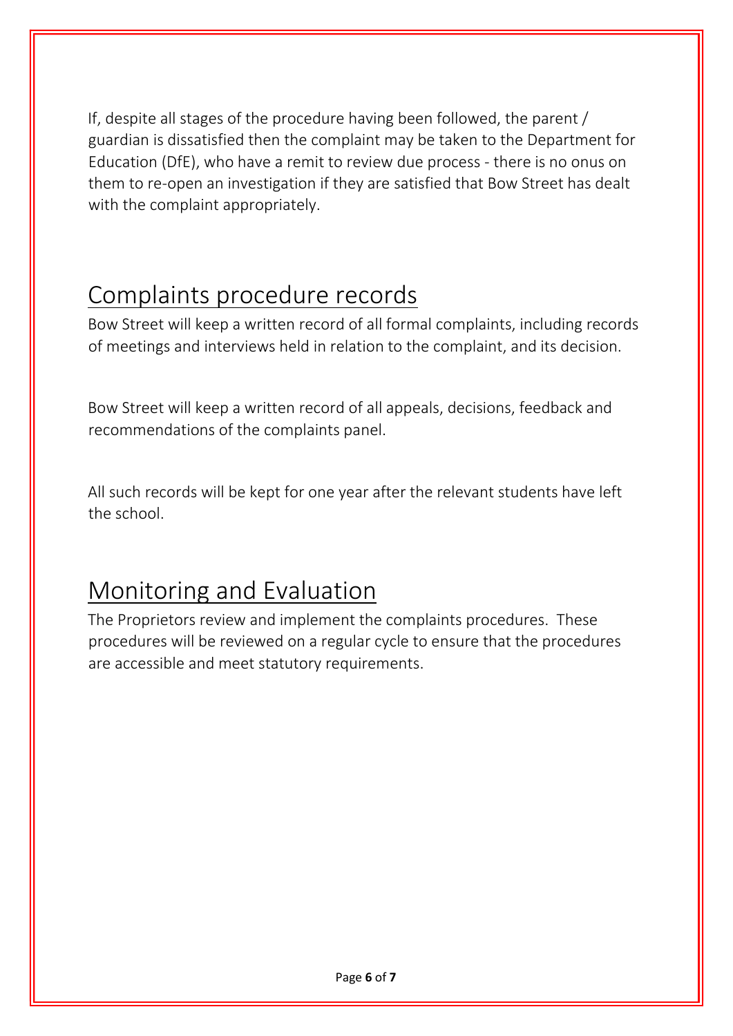If, despite all stages of the procedure having been followed, the parent / guardian is dissatisfied then the complaint may be taken to the Department for Education (DfE), who have a remit to review due process - there is no onus on them to re-open an investigation if they are satisfied that Bow Street has dealt with the complaint appropriately.

## Complaints procedure records

Bow Street will keep a written record of all formal complaints, including records of meetings and interviews held in relation to the complaint, and its decision.

Bow Street will keep a written record of all appeals, decisions, feedback and recommendations of the complaints panel.

All such records will be kept for one year after the relevant students have left the school.

## Monitoring and Evaluation

The Proprietors review and implement the complaints procedures. These procedures will be reviewed on a regular cycle to ensure that the procedures are accessible and meet statutory requirements.